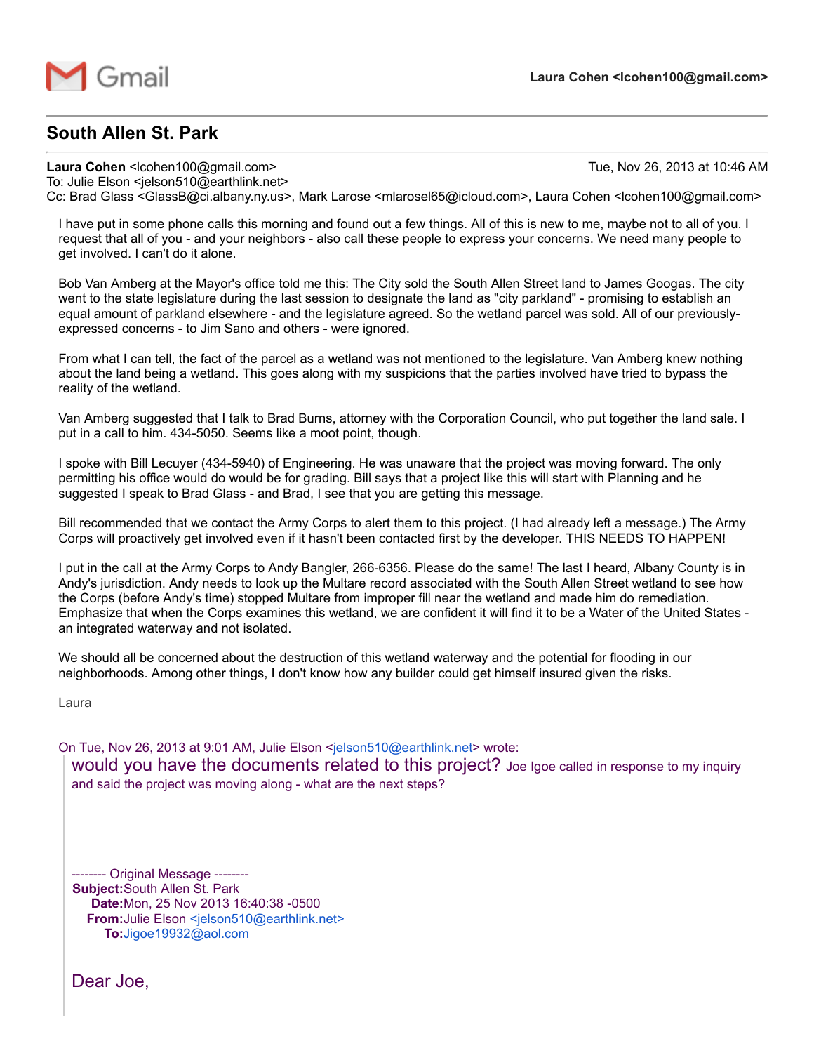Gmail

**Laura Cohen <lcohen100@gmail.com>**

# South Allen St. Park

**Laura Cohen** <lcohen100@gmail.com> Tue, Nov 26, 2013 at 10:46 AM
To: Julie Elson <jelson510@earthlink.net>
Cc: Brad Glass <GlassB@ci.albany.ny.us>, Mark Larose <mlarosel65@icloud.com>, Laura Cohen <lcohen100@gmail.com>

I have put in some phone calls this morning and found out a few things. All of this is new to me, maybe not to all of you. I request that all of you - and your neighbors - also call these people to express your concerns. We need many people to get involved. I can't do it alone.

Bob Van Amberg at the Mayor's office told me this: The City sold the South Allen Street land to James Googas. The city went to the state legislature during the last session to designate the land as "city parkland" - promising to establish an equal amount of parkland elsewhere - and the legislature agreed. So the wetland parcel was sold. All of our previously-expressed concerns - to Jim Sano and others - were ignored.

From what I can tell, the fact of the parcel as a wetland was not mentioned to the legislature. Van Amberg knew nothing about the land being a wetland. This goes along with my suspicions that the parties involved have tried to bypass the reality of the wetland.

Van Amberg suggested that I talk to Brad Burns, attorney with the Corporation Council, who put together the land sale. I put in a call to him. 434-5050. Seems like a moot point, though.

I spoke with Bill Lecuyer (434-5940) of Engineering. He was unaware that the project was moving forward. The only permitting his office would do would be for grading. Bill says that a project like this will start with Planning and he suggested I speak to Brad Glass - and Brad, I see that you are getting this message.

Bill recommended that we contact the Army Corps to alert them to this project. (I had already left a message.) The Army Corps will proactively get involved even if it hasn't been contacted first by the developer. THIS NEEDS TO HAPPEN!

I put in the call at the Army Corps to Andy Bangler, 266-6356. Please do the same! The last I heard, Albany County is in Andy's jurisdiction. Andy needs to look up the Multare record associated with the South Allen Street wetland to see how the Corps (before Andy's time) stopped Multare from improper fill near the wetland and made him do remediation. Emphasize that when the Corps examines this wetland, we are confident it will find it to be a Water of the United States - an integrated waterway and not isolated.

We should all be concerned about the destruction of this wetland waterway and the potential for flooding in our neighborhoods. Among other things, I don't know how any builder could get himself insured given the risks.

Laura

On Tue, Nov 26, 2013 at 9:01 AM, Julie Elson <jelson510@earthlink.net> wrote:

> would you have the documents related to this project? Joe Igoe called in response to my inquiry and said the project was moving along - what are the next steps?
>
> -------- Original Message --------
> **Subject:** South Allen St. Park
> **Date:** Mon, 25 Nov 2013 16:40:38 -0500
> **From:** Julie Elson <jelson510@earthlink.net>
> **To:** Jigoe19932@aol.com
>
> Dear Joe,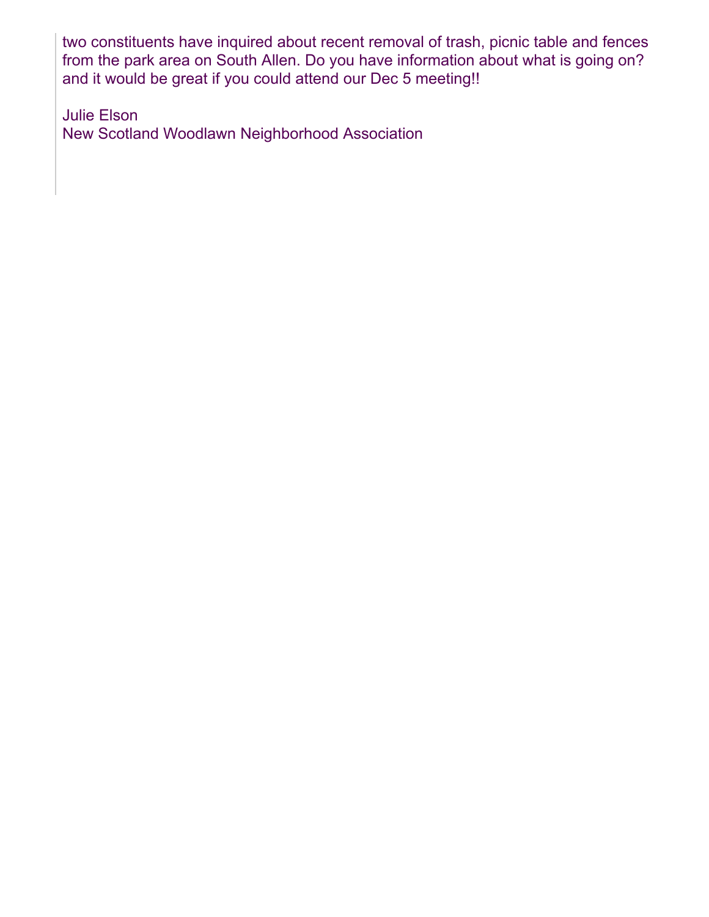two constituents have inquired about recent removal of trash, picnic table and fences from the park area on South Allen. Do you have information about what is going on? and it would be great if you could attend our Dec 5 meeting!!

Julie Elson
New Scotland Woodlawn Neighborhood Association